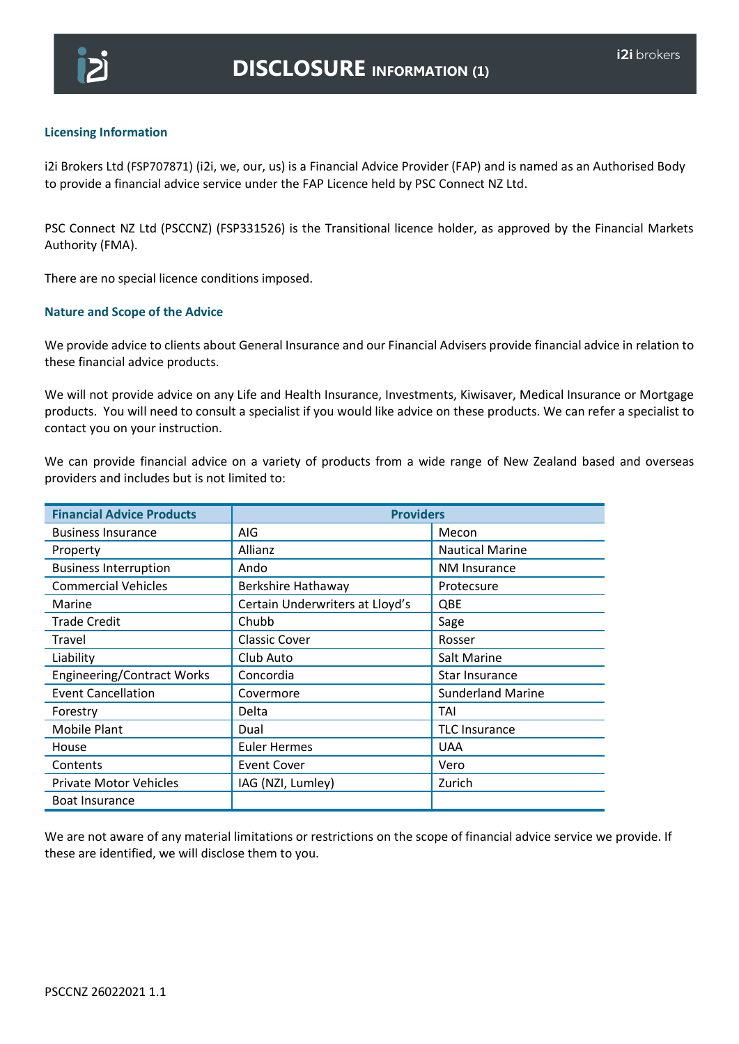# DISCLOSURE INFORMATION (1)

## Licensing Information

i2i Brokers Ltd (FSP707871) (i2i, we, our, us) is a Financial Advice Provider (FAP) and is named as an Authorised Body to provide a financial advice service under the FAP Licence held by PSC Connect NZ Ltd.

PSC Connect NZ Ltd (PSCCNZ) (FSP331526) is the Transitional licence holder, as approved by the Financial Markets Authority (FMA).

There are no special licence conditions imposed.

## Nature and Scope of the Advice

We provide advice to clients about General Insurance and our Financial Advisers provide financial advice in relation to these financial advice products.

We will not provide advice on any Life and Health Insurance, Investments, Kiwisaver, Medical Insurance or Mortgage products. You will need to consult a specialist if you would like advice on these products. We can refer a specialist to contact you on your instruction.

We can provide financial advice on a variety of products from a wide range of New Zealand based and overseas providers and includes but is not limited to:

| Financial Advice Products | Providers | |
|---|---|---|
| Business Insurance | AIG | Mecon |
| Property | Allianz | Nautical Marine |
| Business Interruption | Ando | NM Insurance |
| Commercial Vehicles | Berkshire Hathaway | Protecsure |
| Marine | Certain Underwriters at Lloyd's | QBE |
| Trade Credit | Chubb | Sage |
| Travel | Classic Cover | Rosser |
| Liability | Club Auto | Salt Marine |
| Engineering/Contract Works | Concordia | Star Insurance |
| Event Cancellation | Covermore | Sunderland Marine |
| Forestry | Delta | TAI |
| Mobile Plant | Dual | TLC Insurance |
| House | Euler Hermes | UAA |
| Contents | Event Cover | Vero |
| Private Motor Vehicles | IAG (NZI, Lumley) | Zurich |
| Boat Insurance | | |

We are not aware of any material limitations or restrictions on the scope of financial advice service we provide. If these are identified, we will disclose them to you.

PSCCNZ 26022021 1.1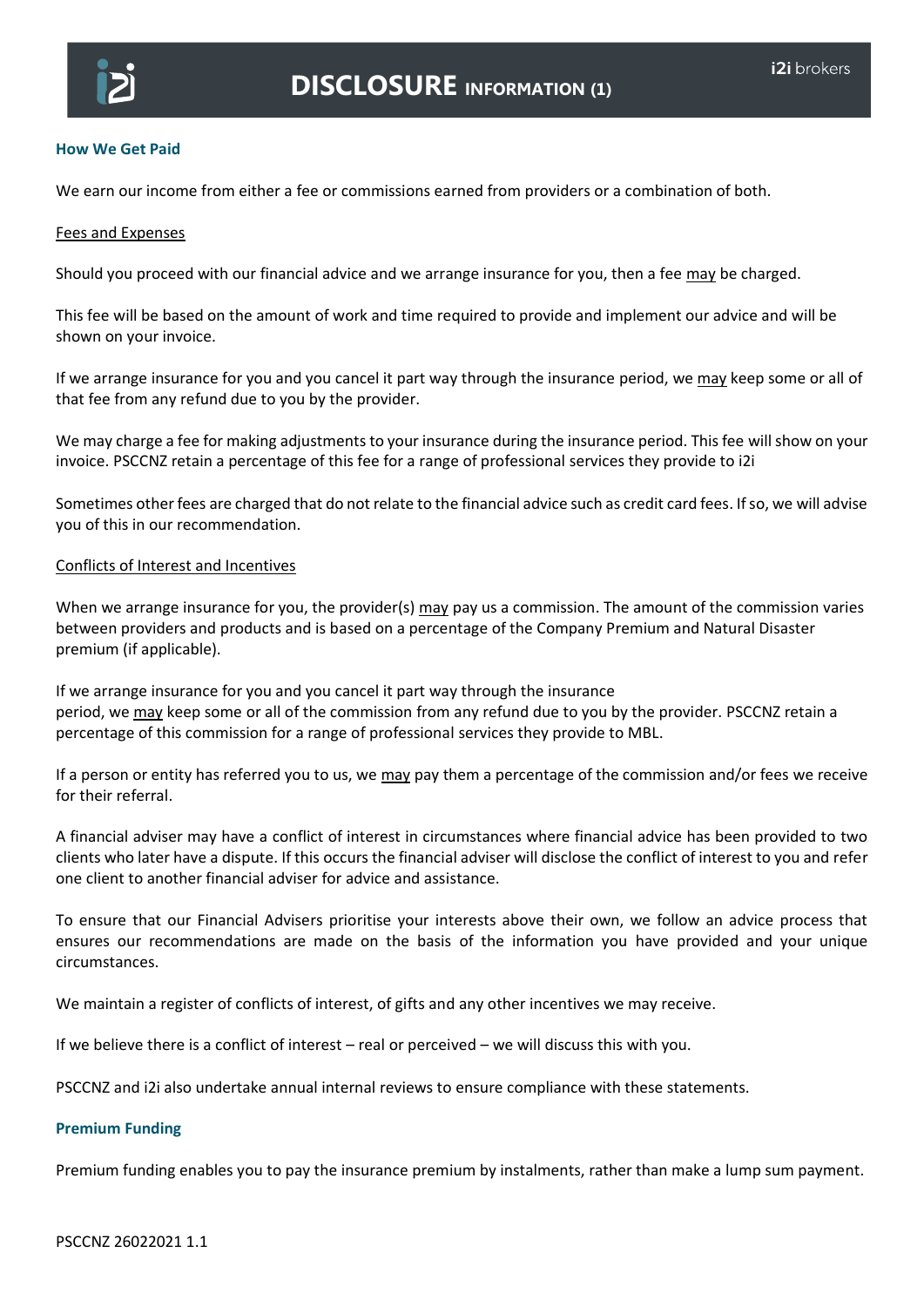# DISCLOSURE INFORMATION (1)

### How We Get Paid

We earn our income from either a fee or commissions earned from providers or a combination of both.

Fees and Expenses

Should you proceed with our financial advice and we arrange insurance for you, then a fee may be charged.

This fee will be based on the amount of work and time required to provide and implement our advice and will be shown on your invoice.

If we arrange insurance for you and you cancel it part way through the insurance period, we may keep some or all of that fee from any refund due to you by the provider.

We may charge a fee for making adjustments to your insurance during the insurance period. This fee will show on your invoice. PSCCNZ retain a percentage of this fee for a range of professional services they provide to i2i

Sometimes other fees are charged that do not relate to the financial advice such as credit card fees. If so, we will advise you of this in our recommendation.

Conflicts of Interest and Incentives

When we arrange insurance for you, the provider(s) may pay us a commission. The amount of the commission varies between providers and products and is based on a percentage of the Company Premium and Natural Disaster premium (if applicable).

If we arrange insurance for you and you cancel it part way through the insurance period, we may keep some or all of the commission from any refund due to you by the provider. PSCCNZ retain a percentage of this commission for a range of professional services they provide to MBL.

If a person or entity has referred you to us, we may pay them a percentage of the commission and/or fees we receive for their referral.

A financial adviser may have a conflict of interest in circumstances where financial advice has been provided to two clients who later have a dispute. If this occurs the financial adviser will disclose the conflict of interest to you and refer one client to another financial adviser for advice and assistance.

To ensure that our Financial Advisers prioritise your interests above their own, we follow an advice process that ensures our recommendations are made on the basis of the information you have provided and your unique circumstances.

We maintain a register of conflicts of interest, of gifts and any other incentives we may receive.

If we believe there is a conflict of interest – real or perceived – we will discuss this with you.

PSCCNZ and i2i also undertake annual internal reviews to ensure compliance with these statements.

### Premium Funding

Premium funding enables you to pay the insurance premium by instalments, rather than make a lump sum payment.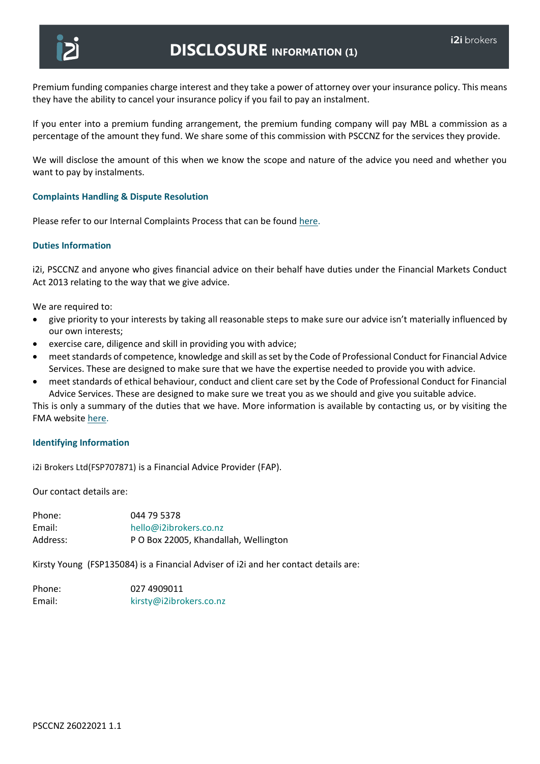Premium funding companies charge interest and they take a power of attorney over your insurance policy. This means they have the ability to cancel your insurance policy if you fail to pay an instalment.

If you enter into a premium funding arrangement, the premium funding company will pay MBL a commission as a percentage of the amount they fund. We share some of this commission with PSCCNZ for the services they provide.

We will disclose the amount of this when we know the scope and nature of the advice you need and whether you want to pay by instalments.

### Complaints Handling & Dispute Resolution

Please refer to our Internal Complaints Process that can be found here.

### Duties Information

i2i, PSCCNZ and anyone who gives financial advice on their behalf have duties under the Financial Markets Conduct Act 2013 relating to the way that we give advice.

We are required to:

- give priority to your interests by taking all reasonable steps to make sure our advice isn't materially influenced by our own interests;
- exercise care, diligence and skill in providing you with advice;
- meet standards of competence, knowledge and skill as set by the Code of Professional Conduct for Financial Advice Services. These are designed to make sure that we have the expertise needed to provide you with advice.
- meet standards of ethical behaviour, conduct and client care set by the Code of Professional Conduct for Financial Advice Services. These are designed to make sure we treat you as we should and give you suitable advice.

This is only a summary of the duties that we have. More information is available by contacting us, or by visiting the FMA website here.

### Identifying Information

i2i Brokers Ltd(FSP707871) is a Financial Advice Provider (FAP).

Our contact details are:

| | |
|---|---|
| Phone: | 044 79 5378 |
| Email: | hello@i2ibrokers.co.nz |
| Address: | P O Box 22005, Khandallah, Wellington |

Kirsty Young (FSP135084) is a Financial Adviser of i2i and her contact details are:

| | |
|---|---|
| Phone: | 027 4909011 |
| Email: | kirsty@i2ibrokers.co.nz |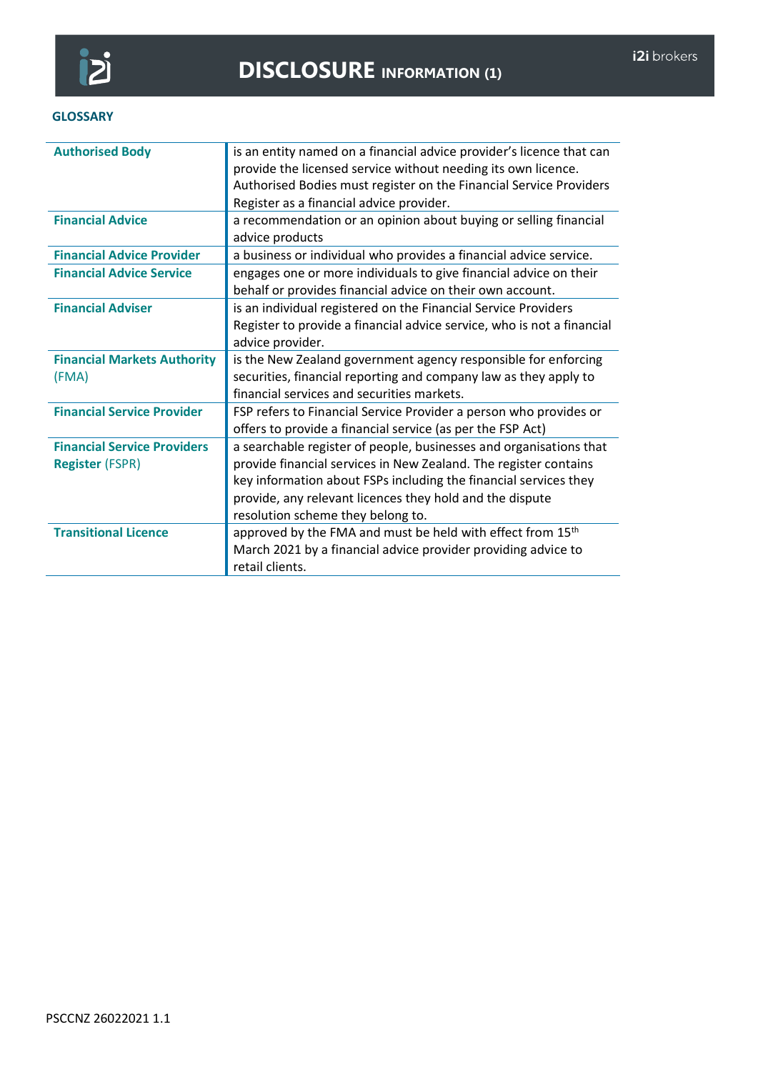# DISCLOSURE INFORMATION (1)

## GLOSSARY

| | |
|---|---|
| **Authorised Body** | is an entity named on a financial advice provider's licence that can provide the licensed service without needing its own licence. Authorised Bodies must register on the Financial Service Providers Register as a financial advice provider. |
| **Financial Advice** | a recommendation or an opinion about buying or selling financial advice products |
| **Financial Advice Provider** | a business or individual who provides a financial advice service. |
| **Financial Advice Service** | engages one or more individuals to give financial advice on their behalf or provides financial advice on their own account. |
| **Financial Adviser** | is an individual registered on the Financial Service Providers Register to provide a financial advice service, who is not a financial advice provider. |
| **Financial Markets Authority** (FMA) | is the New Zealand government agency responsible for enforcing securities, financial reporting and company law as they apply to financial services and securities markets. |
| **Financial Service Provider** | FSP refers to Financial Service Provider a person who provides or offers to provide a financial service (as per the FSP Act) |
| **Financial Service Providers Register** (FSPR) | a searchable register of people, businesses and organisations that provide financial services in New Zealand. The register contains key information about FSPs including the financial services they provide, any relevant licences they hold and the dispute resolution scheme they belong to. |
| **Transitional Licence** | approved by the FMA and must be held with effect from 15th March 2021 by a financial advice provider providing advice to retail clients. |

PSCCNZ 26022021 1.1